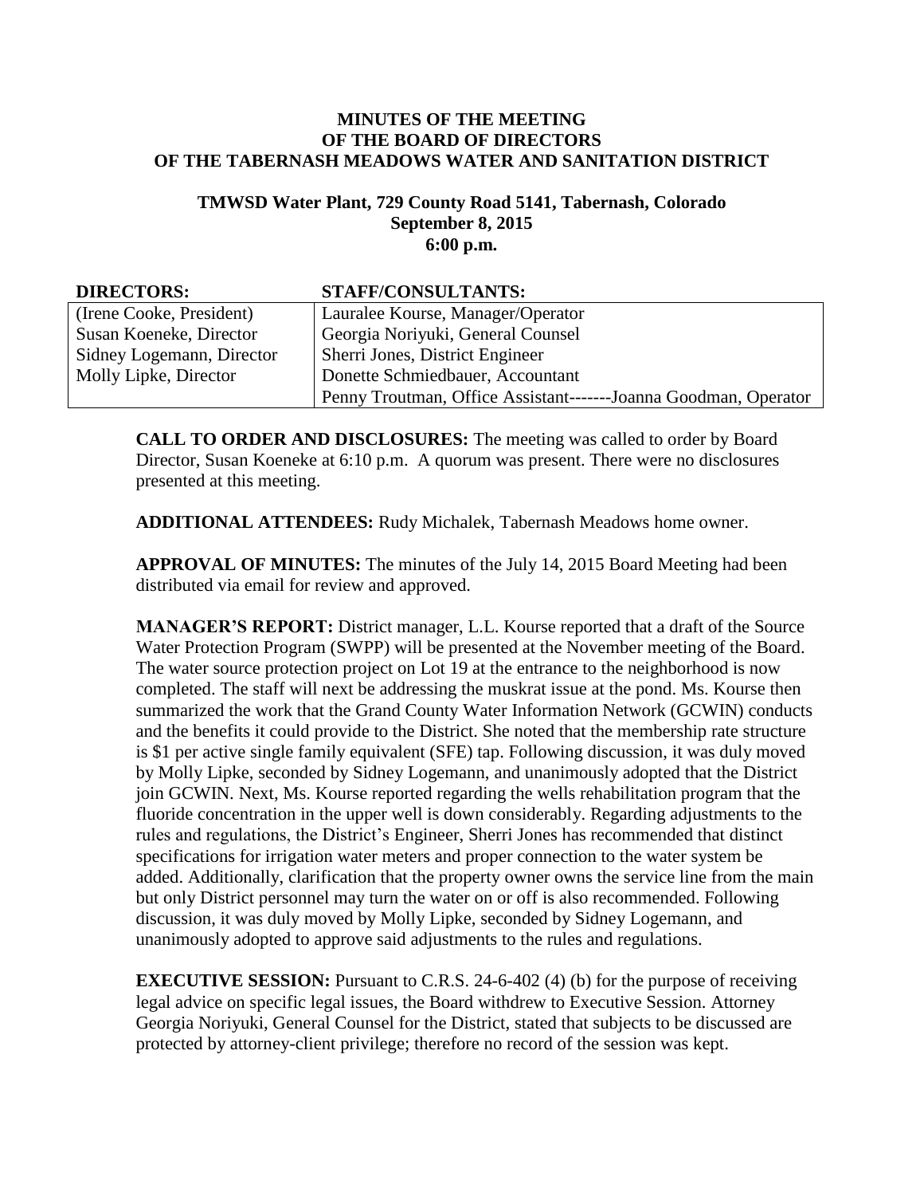**MINUTES OF THE MEETING**
**OF THE BOARD OF DIRECTORS**
**OF THE TABERNASH MEADOWS WATER AND SANITATION DISTRICT**

**TMWSD Water Plant, 729 County Road 5141, Tabernash, Colorado**
**September 8, 2015**
**6:00 p.m.**

| DIRECTORS: | STAFF/CONSULTANTS: |
|---|---|
| (Irene Cooke, President) | Lauralee Kourse, Manager/Operator |
| Susan Koeneke, Director | Georgia Noriyuki, General Counsel |
| Sidney Logemann, Director | Sherri Jones, District Engineer |
| Molly Lipke, Director | Donette Schmiedbauer, Accountant |
| | Penny Troutman, Office Assistant-------Joanna Goodman, Operator |

**CALL TO ORDER AND DISCLOSURES:** The meeting was called to order by Board Director, Susan Koeneke at 6:10 p.m. A quorum was present. There were no disclosures presented at this meeting.

**ADDITIONAL ATTENDEES:** Rudy Michalek, Tabernash Meadows home owner.

**APPROVAL OF MINUTES:** The minutes of the July 14, 2015 Board Meeting had been distributed via email for review and approved.

**MANAGER'S REPORT:** District manager, L.L. Kourse reported that a draft of the Source Water Protection Program (SWPP) will be presented at the November meeting of the Board. The water source protection project on Lot 19 at the entrance to the neighborhood is now completed. The staff will next be addressing the muskrat issue at the pond. Ms. Kourse then summarized the work that the Grand County Water Information Network (GCWIN) conducts and the benefits it could provide to the District. She noted that the membership rate structure is $1 per active single family equivalent (SFE) tap. Following discussion, it was duly moved by Molly Lipke, seconded by Sidney Logemann, and unanimously adopted that the District join GCWIN. Next, Ms. Kourse reported regarding the wells rehabilitation program that the fluoride concentration in the upper well is down considerably. Regarding adjustments to the rules and regulations, the District's Engineer, Sherri Jones has recommended that distinct specifications for irrigation water meters and proper connection to the water system be added. Additionally, clarification that the property owner owns the service line from the main but only District personnel may turn the water on or off is also recommended. Following discussion, it was duly moved by Molly Lipke, seconded by Sidney Logemann, and unanimously adopted to approve said adjustments to the rules and regulations.

**EXECUTIVE SESSION:** Pursuant to C.R.S. 24-6-402 (4) (b) for the purpose of receiving legal advice on specific legal issues, the Board withdrew to Executive Session. Attorney Georgia Noriyuki, General Counsel for the District, stated that subjects to be discussed are protected by attorney-client privilege; therefore no record of the session was kept.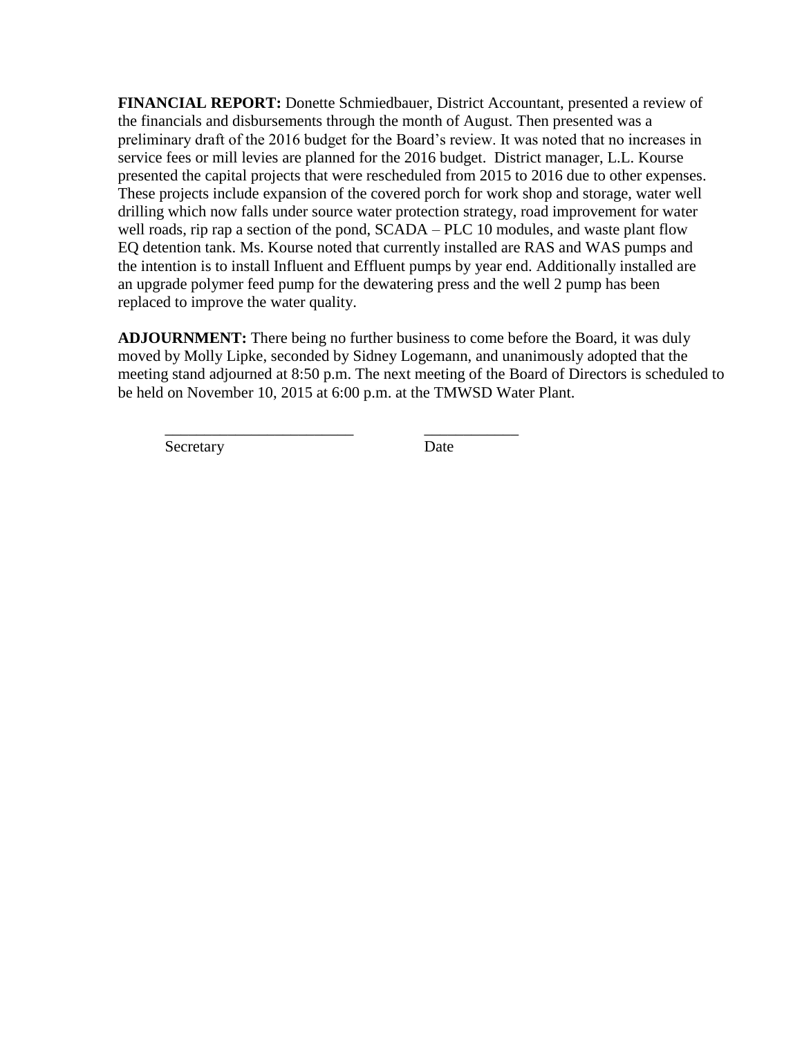**FINANCIAL REPORT:** Donette Schmiedbauer, District Accountant, presented a review of the financials and disbursements through the month of August. Then presented was a preliminary draft of the 2016 budget for the Board's review. It was noted that no increases in service fees or mill levies are planned for the 2016 budget. District manager, L.L. Kourse presented the capital projects that were rescheduled from 2015 to 2016 due to other expenses. These projects include expansion of the covered porch for work shop and storage, water well drilling which now falls under source water protection strategy, road improvement for water well roads, rip rap a section of the pond, SCADA – PLC 10 modules, and waste plant flow EQ detention tank. Ms. Kourse noted that currently installed are RAS and WAS pumps and the intention is to install Influent and Effluent pumps by year end. Additionally installed are an upgrade polymer feed pump for the dewatering press and the well 2 pump has been replaced to improve the water quality.

**ADJOURNMENT:** There being no further business to come before the Board, it was duly moved by Molly Lipke, seconded by Sidney Logemann, and unanimously adopted that the meeting stand adjourned at 8:50 p.m. The next meeting of the Board of Directors is scheduled to be held on November 10, 2015 at 6:00 p.m. at the TMWSD Water Plant.

________________________ ____________

Secretary Date